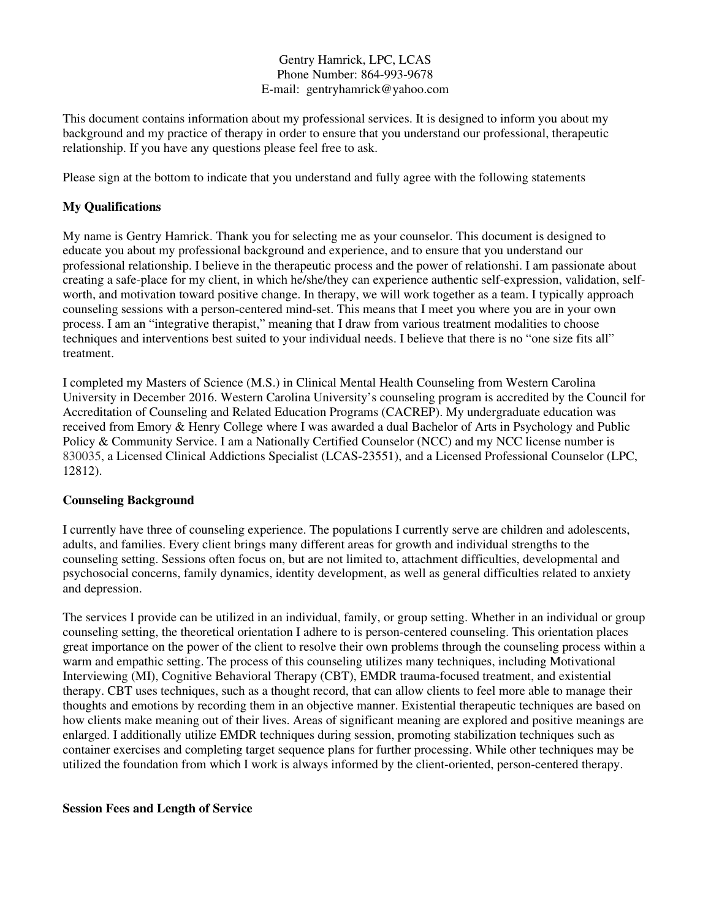Gentry Hamrick, LPC, LCAS
Phone Number: 864-993-9678
E-mail: gentryhamrick@yahoo.com

This document contains information about my professional services. It is designed to inform you about my background and my practice of therapy in order to ensure that you understand our professional, therapeutic relationship. If you have any questions please feel free to ask.

Please sign at the bottom to indicate that you understand and fully agree with the following statements

**My Qualifications**

My name is Gentry Hamrick. Thank you for selecting me as your counselor. This document is designed to educate you about my professional background and experience, and to ensure that you understand our professional relationship. I believe in the therapeutic process and the power of relationshi. I am passionate about creating a safe-place for my client, in which he/she/they can experience authentic self-expression, validation, self-worth, and motivation toward positive change. In therapy, we will work together as a team. I typically approach counseling sessions with a person-centered mind-set. This means that I meet you where you are in your own process. I am an "integrative therapist," meaning that I draw from various treatment modalities to choose techniques and interventions best suited to your individual needs. I believe that there is no "one size fits all" treatment.

I completed my Masters of Science (M.S.) in Clinical Mental Health Counseling from Western Carolina University in December 2016. Western Carolina University's counseling program is accredited by the Council for Accreditation of Counseling and Related Education Programs (CACREP). My undergraduate education was received from Emory & Henry College where I was awarded a dual Bachelor of Arts in Psychology and Public Policy & Community Service. I am a Nationally Certified Counselor (NCC) and my NCC license number is 830035, a Licensed Clinical Addictions Specialist (LCAS-23551), and a Licensed Professional Counselor (LPC, 12812).

**Counseling Background**

I currently have three of counseling experience. The populations I currently serve are children and adolescents, adults, and families. Every client brings many different areas for growth and individual strengths to the counseling setting. Sessions often focus on, but are not limited to, attachment difficulties, developmental and psychosocial concerns, family dynamics, identity development, as well as general difficulties related to anxiety and depression.

The services I provide can be utilized in an individual, family, or group setting. Whether in an individual or group counseling setting, the theoretical orientation I adhere to is person-centered counseling. This orientation places great importance on the power of the client to resolve their own problems through the counseling process within a warm and empathic setting. The process of this counseling utilizes many techniques, including Motivational Interviewing (MI), Cognitive Behavioral Therapy (CBT), EMDR trauma-focused treatment, and existential therapy. CBT uses techniques, such as a thought record, that can allow clients to feel more able to manage their thoughts and emotions by recording them in an objective manner. Existential therapeutic techniques are based on how clients make meaning out of their lives. Areas of significant meaning are explored and positive meanings are enlarged. I additionally utilize EMDR techniques during session, promoting stabilization techniques such as container exercises and completing target sequence plans for further processing. While other techniques may be utilized the foundation from which I work is always informed by the client-oriented, person-centered therapy.

**Session Fees and Length of Service**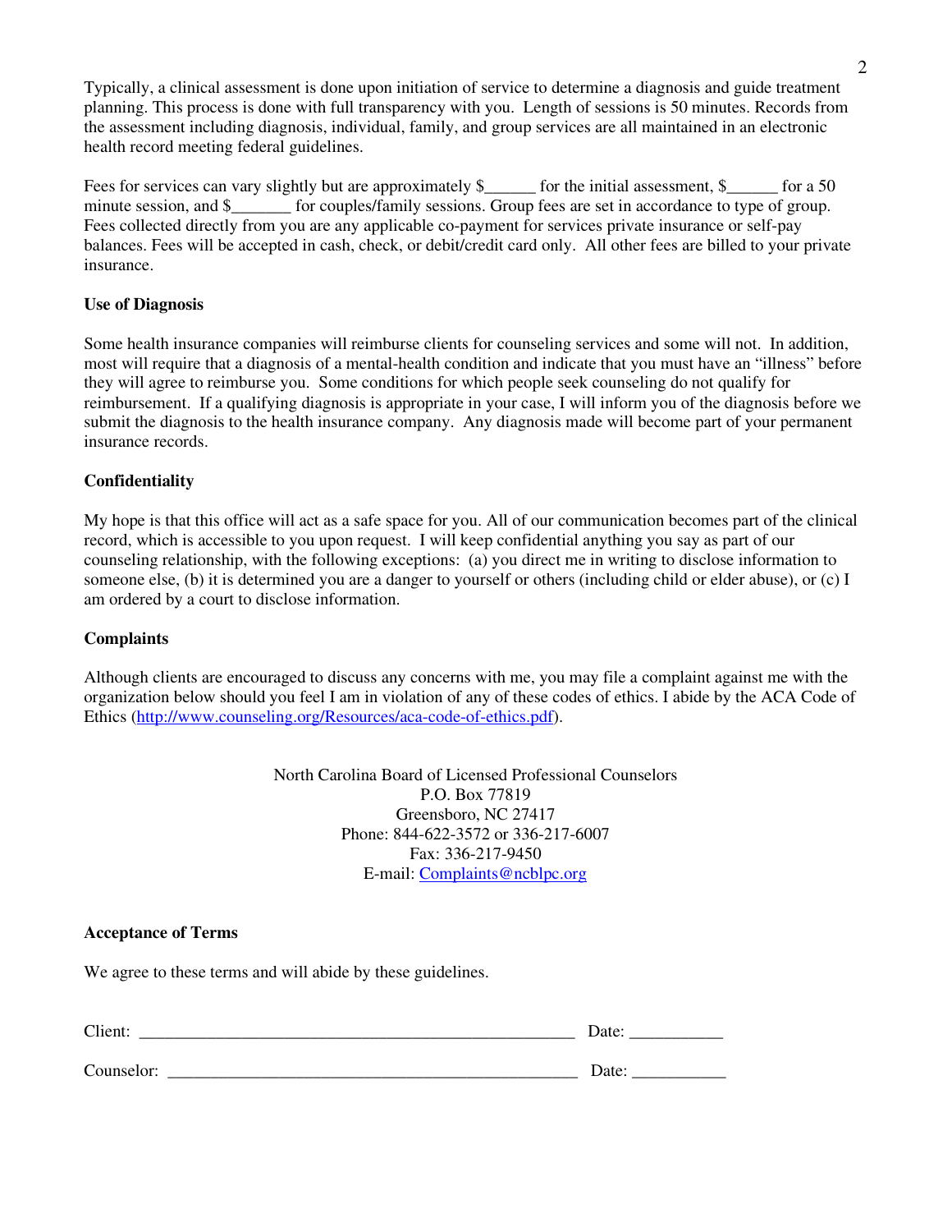Typically, a clinical assessment is done upon initiation of service to determine a diagnosis and guide treatment planning. This process is done with full transparency with you. Length of sessions is 50 minutes. Records from the assessment including diagnosis, individual, family, and group services are all maintained in an electronic health record meeting federal guidelines.

Fees for services can vary slightly but are approximately $______ for the initial assessment, $______ for a 50 minute session, and $_______ for couples/family sessions. Group fees are set in accordance to type of group. Fees collected directly from you are any applicable co-payment for services private insurance or self-pay balances. Fees will be accepted in cash, check, or debit/credit card only. All other fees are billed to your private insurance.

**Use of Diagnosis**

Some health insurance companies will reimburse clients for counseling services and some will not. In addition, most will require that a diagnosis of a mental-health condition and indicate that you must have an "illness" before they will agree to reimburse you. Some conditions for which people seek counseling do not qualify for reimbursement. If a qualifying diagnosis is appropriate in your case, I will inform you of the diagnosis before we submit the diagnosis to the health insurance company. Any diagnosis made will become part of your permanent insurance records.

**Confidentiality**

My hope is that this office will act as a safe space for you. All of our communication becomes part of the clinical record, which is accessible to you upon request. I will keep confidential anything you say as part of our counseling relationship, with the following exceptions: (a) you direct me in writing to disclose information to someone else, (b) it is determined you are a danger to yourself or others (including child or elder abuse), or (c) I am ordered by a court to disclose information.

**Complaints**

Although clients are encouraged to discuss any concerns with me, you may file a complaint against me with the organization below should you feel I am in violation of any of these codes of ethics. I abide by the ACA Code of Ethics (http://www.counseling.org/Resources/aca-code-of-ethics.pdf).

North Carolina Board of Licensed Professional Counselors
P.O. Box 77819
Greensboro, NC 27417
Phone: 844-622-3572 or 336-217-6007
Fax: 336-217-9450
E-mail: Complaints@ncblpc.org

**Acceptance of Terms**

We agree to these terms and will abide by these guidelines.

Client: ____________________________________________________ Date: ___________

Counselor: ________________________________________________ Date: ___________